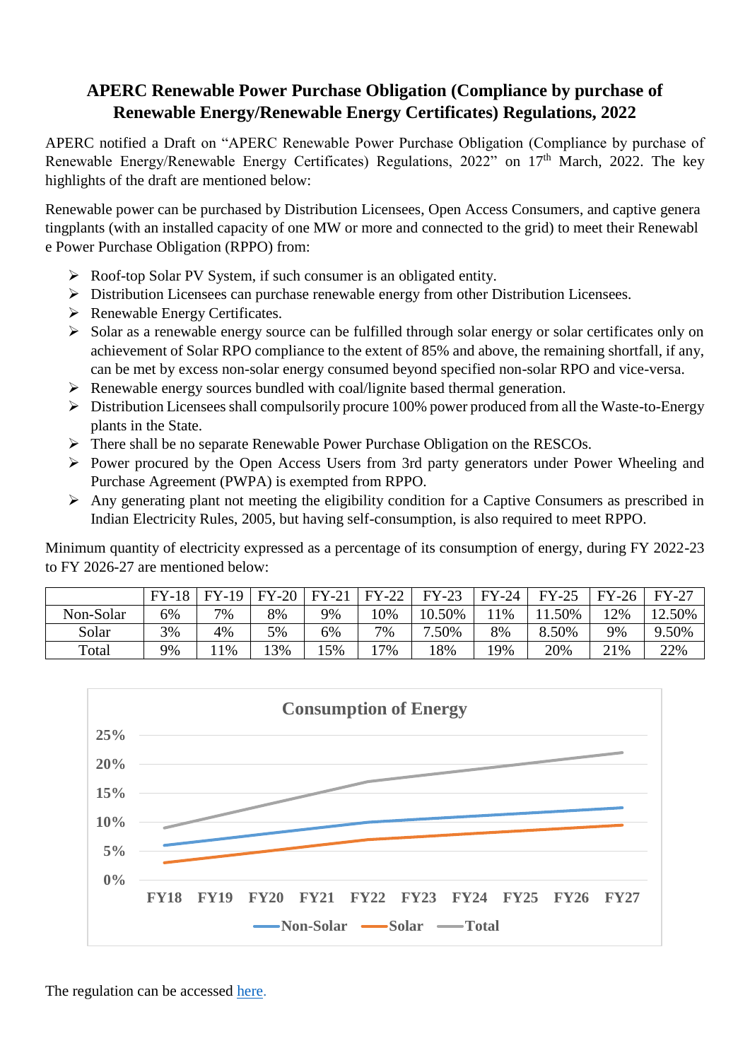# APERC Renewable Power Purchase Obligation (Compliance by purchase of Renewable Energy/Renewable Energy Certificates) Regulations, 2022

APERC notified a Draft on "APERC Renewable Power Purchase Obligation (Compliance by purchase of Renewable Energy/Renewable Energy Certificates) Regulations, 2022" on 17th March, 2022. The key highlights of the draft are mentioned below:

Renewable power can be purchased by Distribution Licensees, Open Access Consumers, and captive genera tingplants (with an installed capacity of one MW or more and connected to the grid) to meet their Renewabl e Power Purchase Obligation (RPPO) from:

- Roof-top Solar PV System, if such consumer is an obligated entity.
- Distribution Licensees can purchase renewable energy from other Distribution Licensees.
- Renewable Energy Certificates.
- Solar as a renewable energy source can be fulfilled through solar energy or solar certificates only on achievement of Solar RPO compliance to the extent of 85% and above, the remaining shortfall, if any, can be met by excess non-solar energy consumed beyond specified non-solar RPO and vice-versa.
- Renewable energy sources bundled with coal/lignite based thermal generation.
- Distribution Licensees shall compulsorily procure 100% power produced from all the Waste-to-Energy plants in the State.
- There shall be no separate Renewable Power Purchase Obligation on the RESCOs.
- Power procured by the Open Access Users from 3rd party generators under Power Wheeling and Purchase Agreement (PWPA) is exempted from RPPO.
- Any generating plant not meeting the eligibility condition for a Captive Consumers as prescribed in Indian Electricity Rules, 2005, but having self-consumption, is also required to meet RPPO.

Minimum quantity of electricity expressed as a percentage of its consumption of energy, during FY 2022-23 to FY 2026-27 are mentioned below:

| | FY-18 | FY-19 | FY-20 | FY-21 | FY-22 | FY-23 | FY-24 | FY-25 | FY-26 | FY-27 |
|---|---|---|---|---|---|---|---|---|---|---|
| Non-Solar | 6% | 7% | 8% | 9% | 10% | 10.50% | 11% | 11.50% | 12% | 12.50% |
| Solar | 3% | 4% | 5% | 6% | 7% | 7.50% | 8% | 8.50% | 9% | 9.50% |
| Total | 9% | 11% | 13% | 15% | 17% | 18% | 19% | 20% | 21% | 22% |

**Consumption of Energy**

The regulation can be accessed here.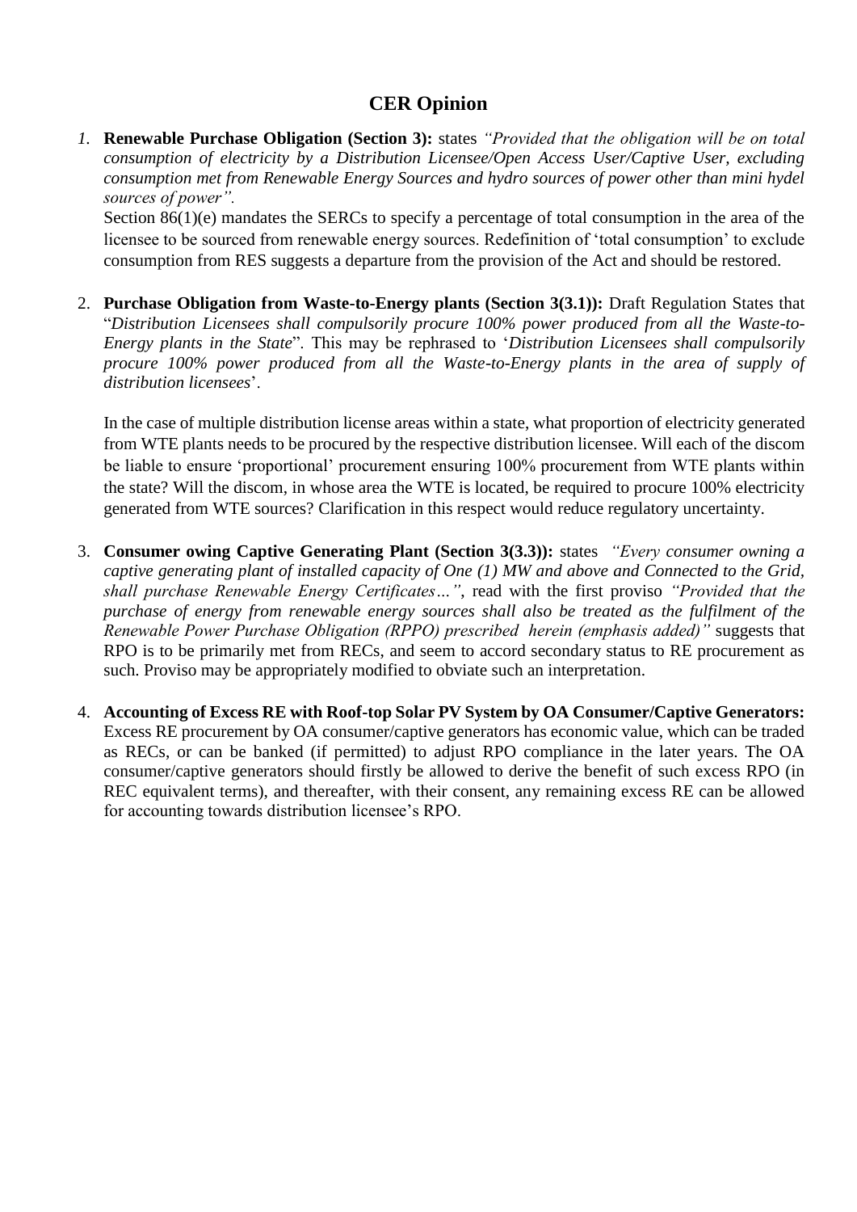## CER Opinion

1. **Renewable Purchase Obligation (Section 3):** states *"Provided that the obligation will be on total consumption of electricity by a Distribution Licensee/Open Access User/Captive User, excluding consumption met from Renewable Energy Sources and hydro sources of power other than mini hydel sources of power".*

   Section 86(1)(e) mandates the SERCs to specify a percentage of total consumption in the area of the licensee to be sourced from renewable energy sources. Redefinition of 'total consumption' to exclude consumption from RES suggests a departure from the provision of the Act and should be restored.

2. **Purchase Obligation from Waste-to-Energy plants (Section 3(3.1)):** Draft Regulation States that "*Distribution Licensees shall compulsorily procure 100% power produced from all the Waste-to-Energy plants in the State*". This may be rephrased to '*Distribution Licensees shall compulsorily procure 100% power produced from all the Waste-to-Energy plants in the area of supply of distribution licensees*'.

   In the case of multiple distribution license areas within a state, what proportion of electricity generated from WTE plants needs to be procured by the respective distribution licensee. Will each of the discom be liable to ensure 'proportional' procurement ensuring 100% procurement from WTE plants within the state? Will the discom, in whose area the WTE is located, be required to procure 100% electricity generated from WTE sources? Clarification in this respect would reduce regulatory uncertainty.

3. **Consumer owing Captive Generating Plant (Section 3(3.3)):** states *"Every consumer owning a captive generating plant of installed capacity of One (1) MW and above and Connected to the Grid, shall purchase Renewable Energy Certificates…"*, read with the first proviso *"Provided that the purchase of energy from renewable sources shall also be treated as the fulfilment of the Renewable Power Purchase Obligation (RPPO) prescribed herein (emphasis added)"* suggests that RPO is to be primarily met from RECs, and seem to accord secondary status to RE procurement as such. Proviso may be appropriately modified to obviate such an interpretation.

4. **Accounting of Excess RE with Roof-top Solar PV System by OA Consumer/Captive Generators:** Excess RE procurement by OA consumer/captive generators has economic value, which can be traded as RECs, or can be banked (if permitted) to adjust RPO compliance in the later years. The OA consumer/captive generators should firstly be allowed to derive the benefit of such excess RPO (in REC equivalent terms), and thereafter, with their consent, any remaining excess RE can be allowed for accounting towards distribution licensee's RPO.